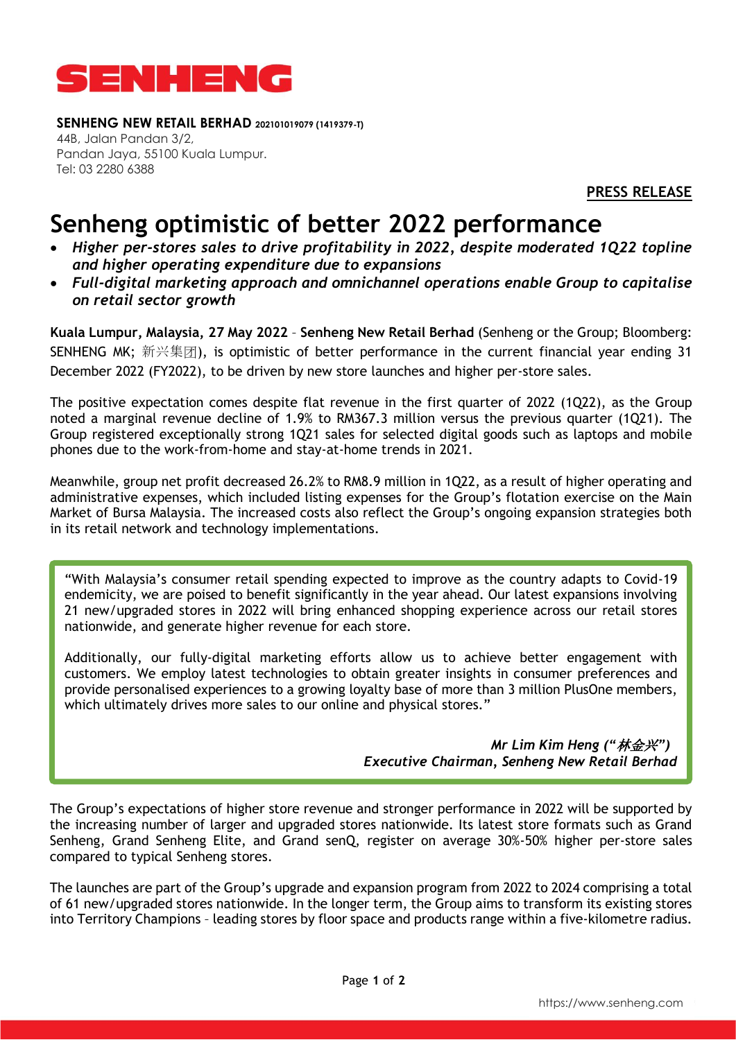**SENHENG**

**SENHENG NEW RETAIL BERHAD 202101019079 (1419379-T)**
44B, Jalan Pandan 3/2,
Pandan Jaya, 55100 Kuala Lumpur.
Tel: 03 2280 6388

**PRESS RELEASE**

# Senheng optimistic of better 2022 performance

- ***Higher per-stores sales to drive profitability in 2022, despite moderated 1Q22 topline and higher operating expenditure due to expansions***
- ***Full-digital marketing approach and omnichannel operations enable Group to capitalise on retail sector growth***

**Kuala Lumpur, Malaysia, 27 May 2022** – **Senheng New Retail Berhad** (Senheng or the Group; Bloomberg: SENHENG MK; 新兴集团), is optimistic of better performance in the current financial year ending 31 December 2022 (FY2022), to be driven by new store launches and higher per-store sales.

The positive expectation comes despite flat revenue in the first quarter of 2022 (1Q22), as the Group noted a marginal revenue decline of 1.9% to RM367.3 million versus the previous quarter (1Q21). The Group registered exceptionally strong 1Q21 sales for selected digital goods such as laptops and mobile phones due to the work-from-home and stay-at-home trends in 2021.

Meanwhile, group net profit decreased 26.2% to RM8.9 million in 1Q22, as a result of higher operating and administrative expenses, which included listing expenses for the Group's flotation exercise on the Main Market of Bursa Malaysia. The increased costs also reflect the Group's ongoing expansion strategies both in its retail network and technology implementations.

> "With Malaysia's consumer retail spending expected to improve as the country adapts to Covid-19 endemicity, we are poised to benefit significantly in the year ahead. Our latest expansions involving 21 new/upgraded stores in 2022 will bring enhanced shopping experience across our retail stores nationwide, and generate higher revenue for each store.
>
> Additionally, our fully-digital marketing efforts allow us to achieve better engagement with customers. We employ latest technologies to obtain greater insights in consumer preferences and provide personalised experiences to a growing loyalty base of more than 3 million PlusOne members, which ultimately drives more sales to our online and physical stores."
>
> ***Mr Lim Kim Heng ("林金兴")***
> ***Executive Chairman, Senheng New Retail Berhad***

The Group's expectations of higher store revenue and stronger performance in 2022 will be supported by the increasing number of larger and upgraded stores nationwide. Its latest store formats such as Grand Senheng, Grand Senheng Elite, and Grand senQ, register on average 30%-50% higher per-store sales compared to typical Senheng stores.

The launches are part of the Group's upgrade and expansion program from 2022 to 2024 comprising a total of 61 new/upgraded stores nationwide. In the longer term, the Group aims to transform its existing stores into Territory Champions – leading stores by floor space and products range within a five-kilometre radius.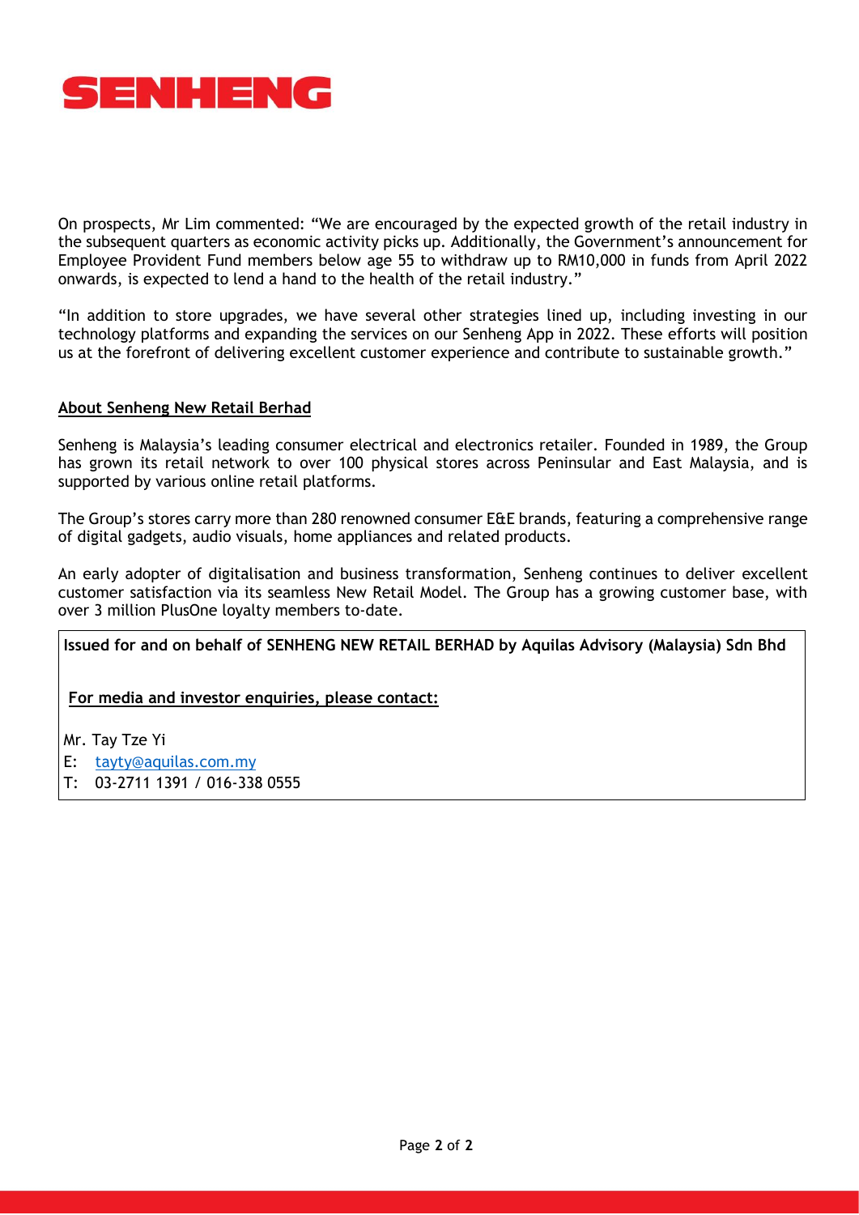On prospects, Mr Lim commented: "We are encouraged by the expected growth of the retail industry in the subsequent quarters as economic activity picks up. Additionally, the Government's announcement for Employee Provident Fund members below age 55 to withdraw up to RM10,000 in funds from April 2022 onwards, is expected to lend a hand to the health of the retail industry."

"In addition to store upgrades, we have several other strategies lined up, including investing in our technology platforms and expanding the services on our Senheng App in 2022. These efforts will position us at the forefront of delivering excellent customer experience and contribute to sustainable growth."

**About Senheng New Retail Berhad**

Senheng is Malaysia's leading consumer electrical and electronics retailer. Founded in 1989, the Group has grown its retail network to over 100 physical stores across Peninsular and East Malaysia, and is supported by various online retail platforms.

The Group's stores carry more than 280 renowned consumer E&E brands, featuring a comprehensive range of digital gadgets, audio visuals, home appliances and related products.

An early adopter of digitalisation and business transformation, Senheng continues to deliver excellent customer satisfaction via its seamless New Retail Model. The Group has a growing customer base, with over 3 million PlusOne loyalty members to-date.

**Issued for and on behalf of SENHENG NEW RETAIL BERHAD by Aquilas Advisory (Malaysia) Sdn Bhd**

**For media and investor enquiries, please contact:**

Mr. Tay Tze Yi
E: tayty@aquilas.com.my
T: 03-2711 1391 / 016-338 0555